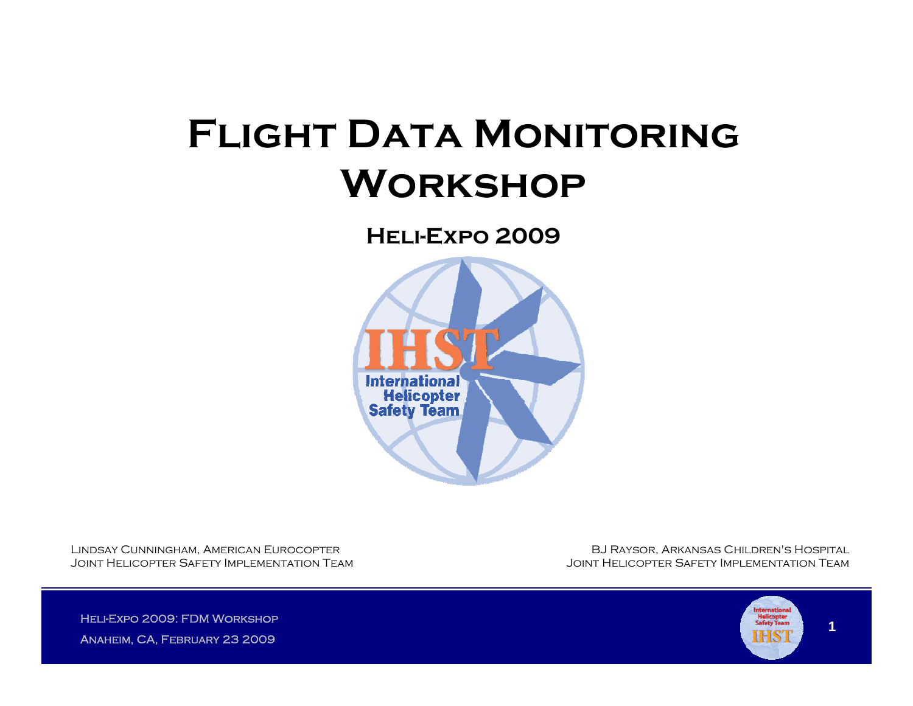# Flight Data Monitoring Workshop

## Heli-Expo 2009

Lindsay Cunningham, American Eurocopter
Joint Helicopter Safety Implementation Team

BJ Raysor, Arkansas Children's Hospital
Joint Helicopter Safety Implementation Team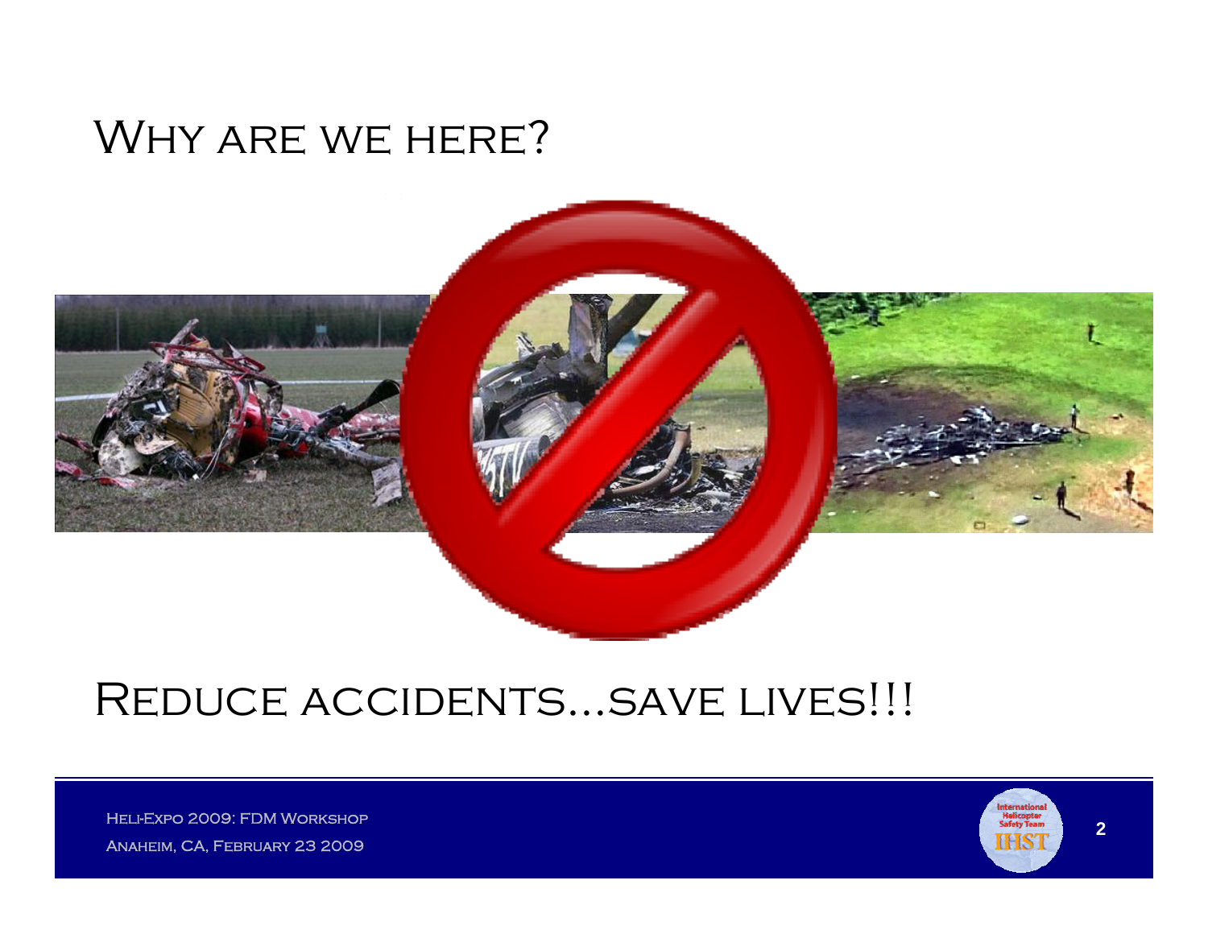# Why are we here?

# Reduce accidents…save lives!!!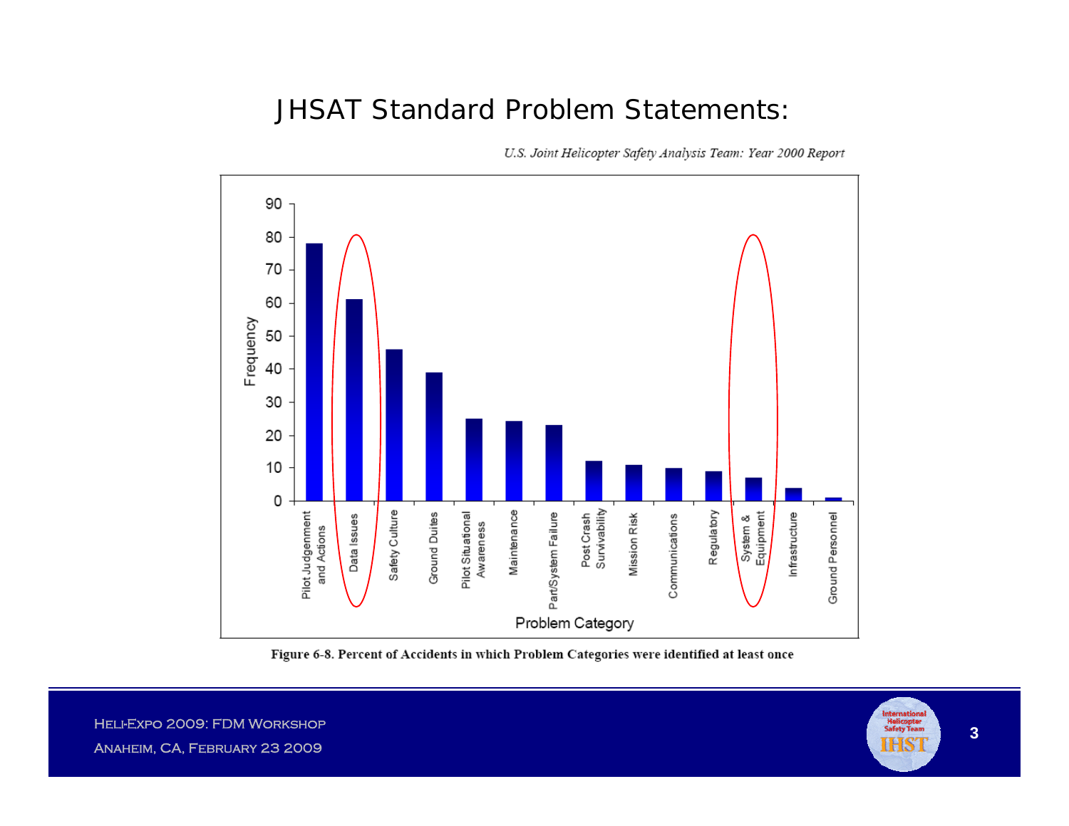# JHSAT Standard Problem Statements:

*U.S. Joint Helicopter Safety Analysis Team: Year 2000 Report*

| Problem Category | Frequency |
|---|---|
| Pilot Judgement and Actions | 78 |
| Data Issues | 61 |
| Safety Culture | 46 |
| Ground Duties | 39 |
| Pilot Situational Awareness | 25 |
| Maintenance | 24 |
| Part/System Failure | 23 |
| Post Crash Survivability | 12 |
| Mission Risk | 11 |
| Communications | 10 |
| Regulatory | 9 |
| System & Equipment | 7 |
| Infrastructure | 4 |
| Ground Personnel | 1 |

**Figure 6-8. Percent of Accidents in which Problem Categories were identified at least once**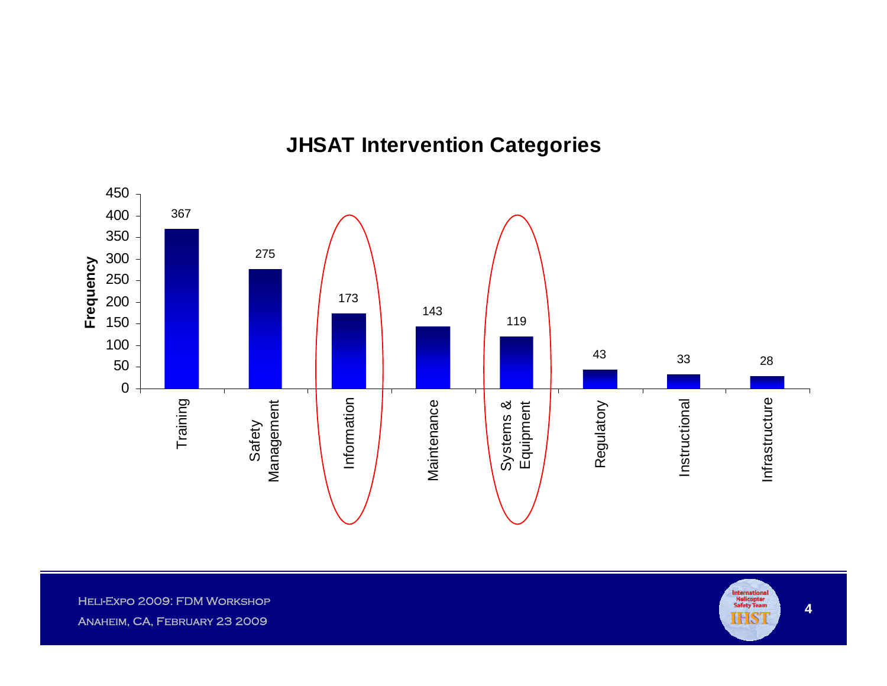## JHSAT Intervention Categories

| Category | Frequency |
|---|---|
| Training | 367 |
| Safety Management | 275 |
| Information | 173 |
| Maintenance | 143 |
| Systems & Equipment | 119 |
| Regulatory | 43 |
| Instructional | 33 |
| Infrastructure | 28 |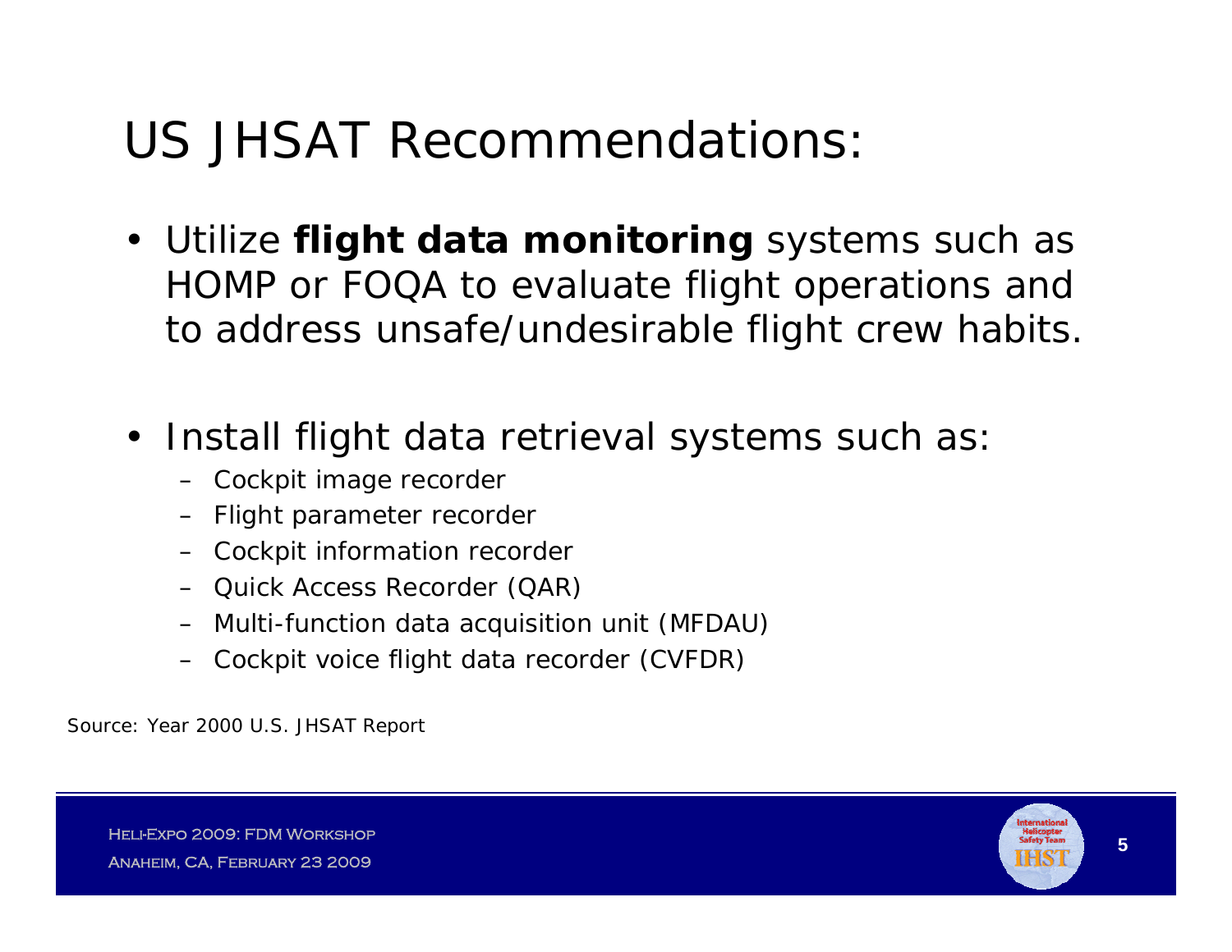# US JHSAT Recommendations:

- Utilize **flight data monitoring** systems such as HOMP or FOQA to evaluate flight operations and to address unsafe/undesirable flight crew habits.

- Install flight data retrieval systems such as:
  - Cockpit image recorder
  - Flight parameter recorder
  - Cockpit information recorder
  - Quick Access Recorder (QAR)
  - Multi-function data acquisition unit (MFDAU)
  - Cockpit voice flight data recorder (CVFDR)

Source: Year 2000 U.S. JHSAT Report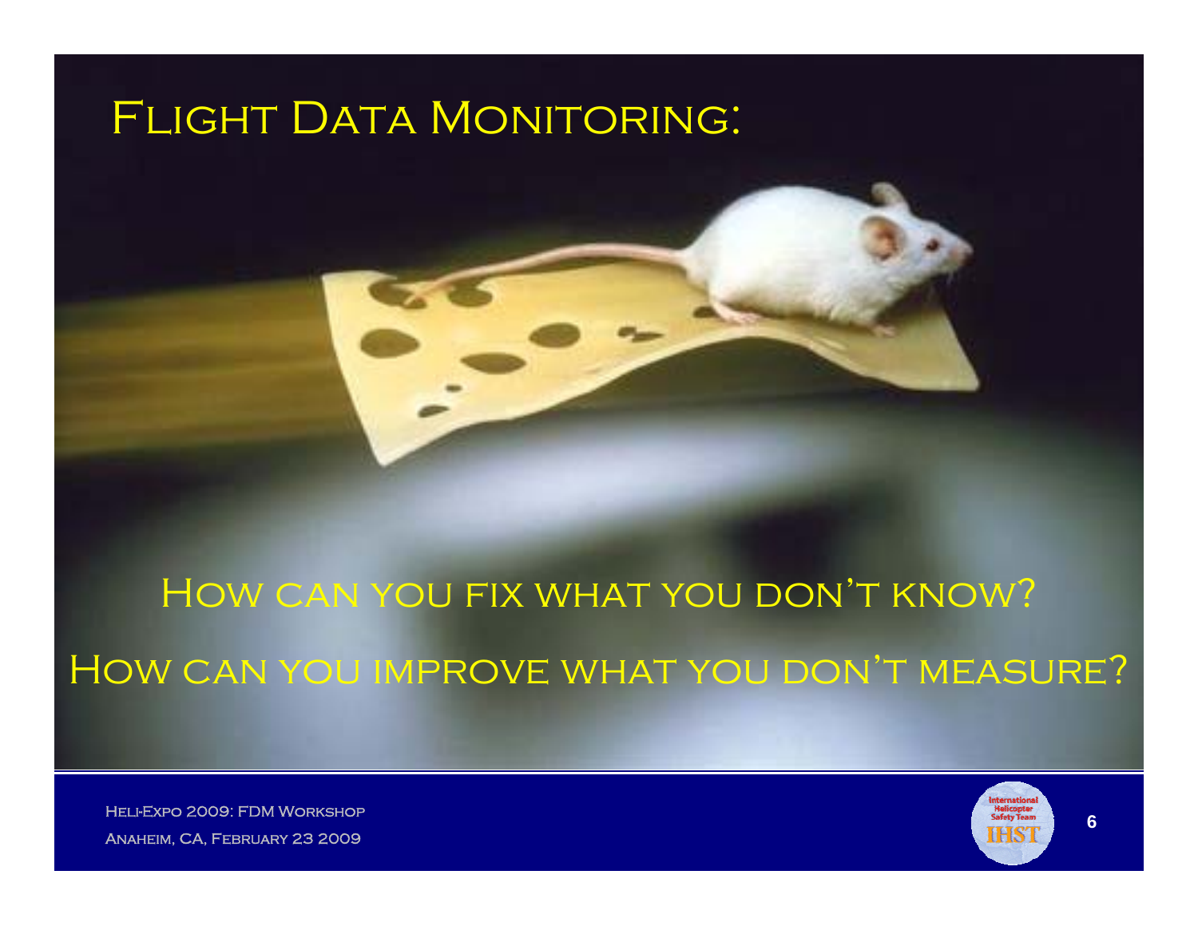# Flight Data Monitoring:

How can you fix what you don't know?

How can you improve what you don't measure?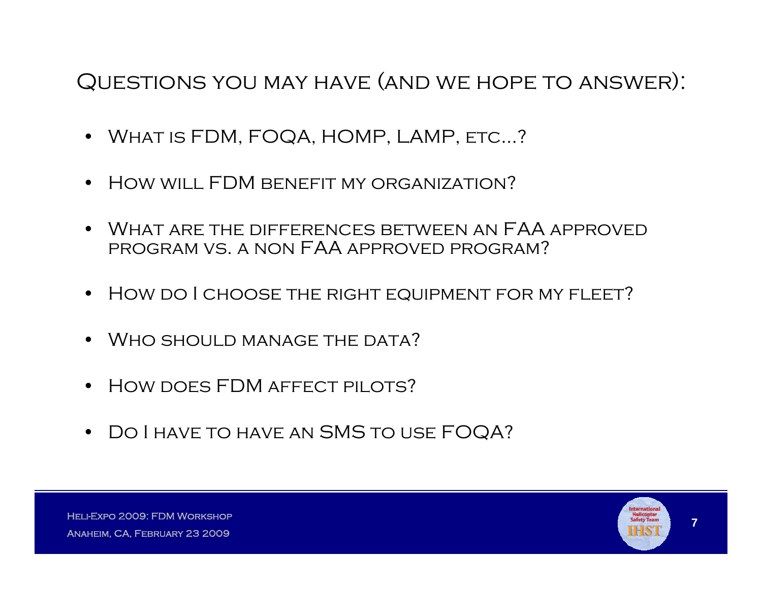# Questions you may have (and we hope to answer):

- What is FDM, FOQA, HOMP, LAMP, etc...?
- How will FDM benefit my organization?
- What are the differences between an FAA approved program vs. a non FAA approved program?
- How do I choose the right equipment for my fleet?
- Who should manage the data?
- How does FDM affect pilots?
- Do I have to have an SMS to use FOQA?